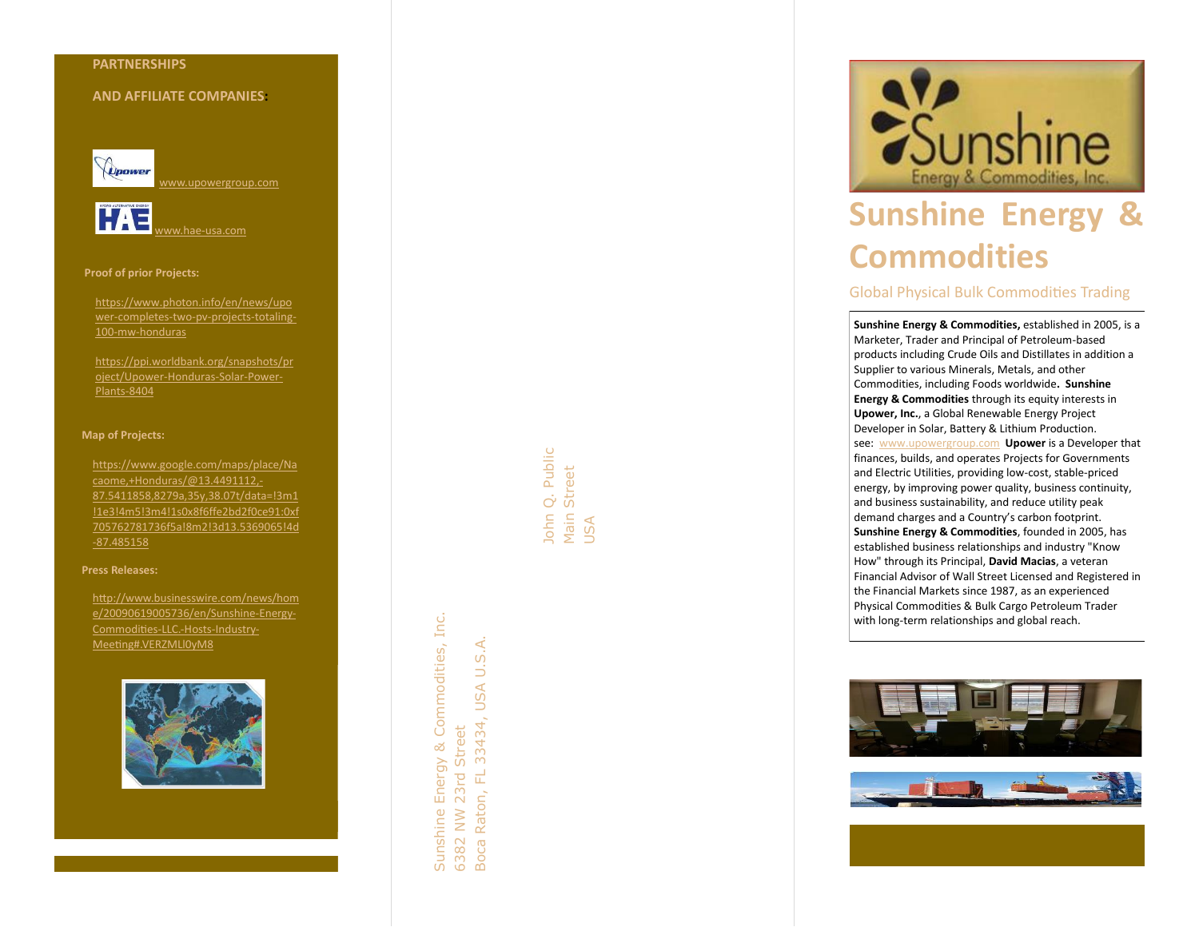## PARTNERSHIPS

## AND AFFILIATE COMPANIES:

www.upowergroup.com

www.hae-usa.com

**Proof of prior Projects:**

https://www.photon.info/en/news/upower-completes-two-pv-projects-totaling-100-mw-honduras

https://ppi.worldbank.org/snapshots/project/Upower-Honduras-Solar-Power-Plants-8404

**Map of Projects:**

https://www.google.com/maps/place/Nacaome,+Honduras/@13.4491112,-87.5411858,8279a,35y,38.07t/data=!3m1!1e3!4m5!3m4!1s0x8f6ffe2bd2f0ce91:0xf705762781736f5a!8m2!3d13.5369065!4d-87.485158

**Press Releases:**

http://www.businesswire.com/news/home/20090619005736/en/Sunshine-Energy-Commodities-LLC.-Hosts-Industry-Meeting#.VERZMLl0yM8

Sunshine Energy & Commodities, Inc.
6382 NW 23rd Street
Boca Raton, FL 33434, USA U.S.A.

John Q. Public
Main Street
USA

Sunshine Energy & Commodities, Inc.

# Sunshine Energy & Commodities

Global Physical Bulk Commodities Trading

**Sunshine Energy & Commodities,** established in 2005, is a Marketer, Trader and Principal of Petroleum-based products including Crude Oils and Distillates in addition a Supplier to various Minerals, Metals, and other Commodities, including Foods worldwide**. Sunshine Energy & Commodities** through its equity interests in **Upower, Inc.**, a Global Renewable Energy Project Developer in Solar, Battery & Lithium Production. see: www.upowergroup.com **Upower** is a Developer that finances, builds, and operates Projects for Governments and Electric Utilities, providing low-cost, stable-priced energy, by improving power quality, business continuity, and business sustainability, and reduce utility peak demand charges and a Country's carbon footprint. **Sunshine Energy & Commodities**, founded in 2005, has established business relationships and industry "Know How" through its Principal, **David Macias**, a veteran Financial Advisor of Wall Street Licensed and Registered in the Financial Markets since 1987, as an experienced Physical Commodities & Bulk Cargo Petroleum Trader with long-term relationships and global reach.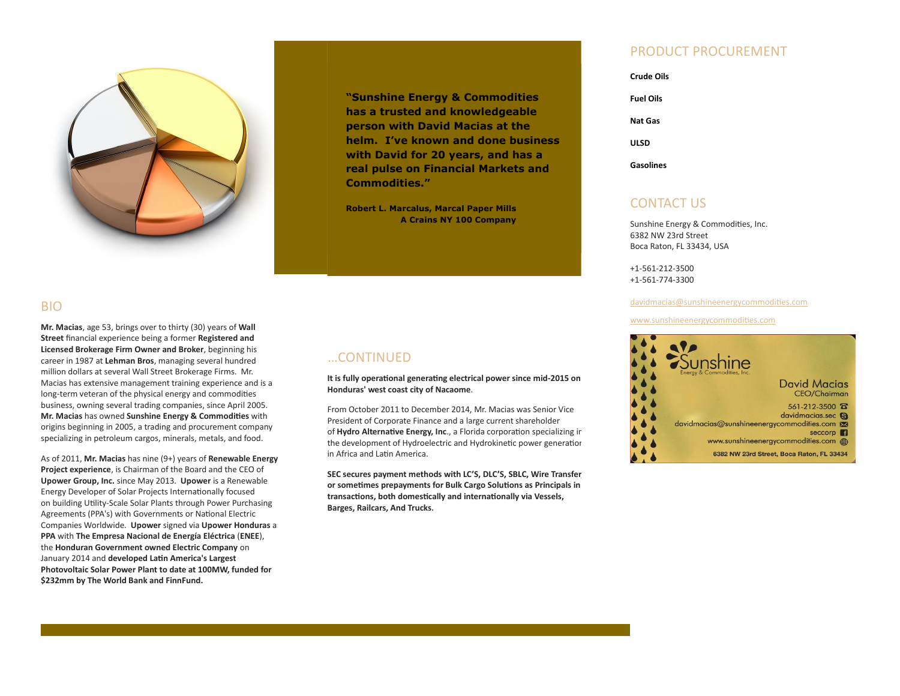**"Sunshine Energy & Commodities has a trusted and knowledgeable person with David Macias at the helm. I've known and done business with David for 20 years, and has a real pulse on Financial Markets and Commodities."**

**Robert L. Marcalus, Marcal Paper Mills**
**A Crains NY 100 Company**

## BIO

**Mr. Macias**, age 53, brings over to thirty (30) years of **Wall Street** financial experience being a former **Registered and Licensed Brokerage Firm Owner and Broker**, beginning his career in 1987 at **Lehman Bros**, managing several hundred million dollars at several Wall Street Brokerage Firms. Mr. Macias has extensive management training experience and is a long-term veteran of the physical energy and commodities business, owning several trading companies, since April 2005. **Mr. Macias** has owned **Sunshine Energy & Commodities** with origins beginning in 2005, a trading and procurement company specializing in petroleum cargos, minerals, metals, and food.

As of 2011, **Mr. Macias** has nine (9+) years of **Renewable Energy Project experience**, is Chairman of the Board and the CEO of **Upower Group, Inc.** since May 2013. **Upower** is a Renewable Energy Developer of Solar Projects Internationally focused on building Utility-Scale Solar Plants through Power Purchasing Agreements (PPA's) with Governments or National Electric Companies Worldwide. **Upower** signed via **Upower Honduras** a **PPA** with **The Empresa Nacional de Energía Eléctrica** (**ENEE**), the **Honduran Government owned Electric Company** on January 2014 and **developed Latin America's Largest Photovoltaic Solar Power Plant to date at 100MW, funded for $232mm by The World Bank and FinnFund.**

## …CONTINUED

**It is fully operational generating electrical power since mid-2015 on Honduras' west coast city of Nacaome**.

From October 2011 to December 2014, Mr. Macias was Senior Vice President of Corporate Finance and a large current shareholder of **Hydro Alternative Energy, Inc**., a Florida corporation specializing in the development of Hydroelectric and Hydrokinetic power generation in Africa and Latin America.

**SEC secures payment methods with LC'S, DLC'S, SBLC, Wire Transfer or sometimes prepayments for Bulk Cargo Solutions as Principals in transactions, both domestically and internationally via Vessels, Barges, Railcars, And Trucks.**

## PRODUCT PROCUREMENT

**Crude Oils**

**Fuel Oils**

**Nat Gas**

**ULSD**

**Gasolines**

## CONTACT US

Sunshine Energy & Commodities, Inc.
6382 NW 23rd Street
Boca Raton, FL 33434, USA

+1-561-212-3500
+1-561-774-3300

davidmacias@sunshineenergycommodities.com

www.sunshineenergycommodities.com

Sunshine
Energy & Commodities, Inc.

David Macias
CEO/Chairman
561-212-3500
davidmacias.sec
davidmacias@sunshineenergycommodities.com
seccorp
www.sunshineenergycommodities.com
6382 NW 23rd Street, Boca Raton, FL 33434